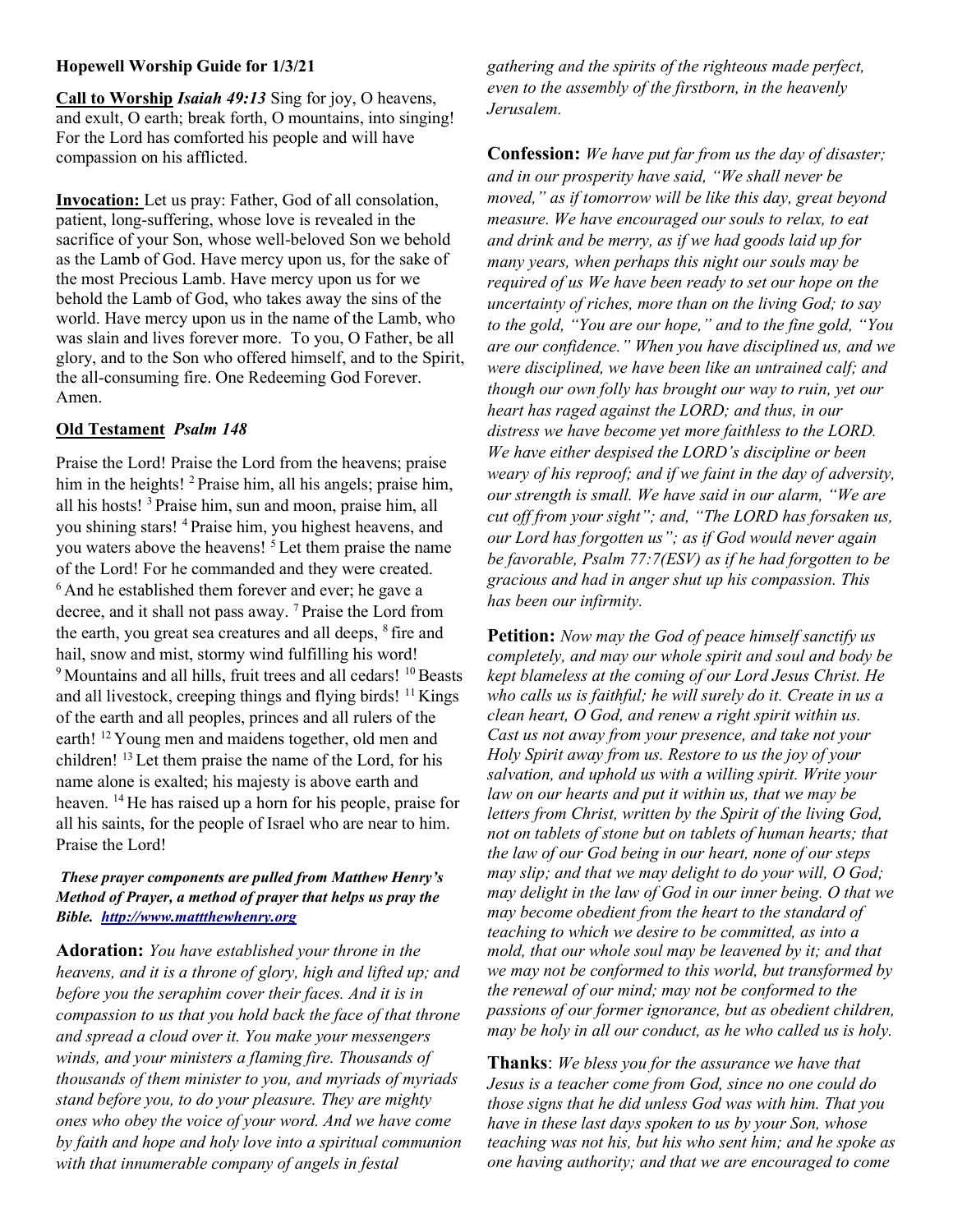**Hopewell Worship Guide for 1/3/21**

**Call to Worship** ***Isaiah 49:13*** Sing for joy, O heavens, and exult, O earth; break forth, O mountains, into singing! For the Lord has comforted his people and will have compassion on his afflicted.

**Invocation:** Let us pray: Father, God of all consolation, patient, long-suffering, whose love is revealed in the sacrifice of your Son, whose well-beloved Son we behold as the Lamb of God. Have mercy upon us, for the sake of the most Precious Lamb. Have mercy upon us for we behold the Lamb of God, who takes away the sins of the world. Have mercy upon us in the name of the Lamb, who was slain and lives forever more. To you, O Father, be all glory, and to the Son who offered himself, and to the Spirit, the all-consuming fire. One Redeeming God Forever. Amen.

**Old Testament** ***Psalm 148***

Praise the Lord! Praise the Lord from the heavens; praise him in the heights! [2] Praise him, all his angels; praise him, all his hosts! [3] Praise him, sun and moon, praise him, all you shining stars! [4] Praise him, you highest heavens, and you waters above the heavens! [5] Let them praise the name of the Lord! For he commanded and they were created. [6] And he established them forever and ever; he gave a decree, and it shall not pass away. [7] Praise the Lord from the earth, you great sea creatures and all deeps, [8] fire and hail, snow and mist, stormy wind fulfilling his word! [9] Mountains and all hills, fruit trees and all cedars! [10] Beasts and all livestock, creeping things and flying birds! [11] Kings of the earth and all peoples, princes and all rulers of the earth! [12] Young men and maidens together, old men and children! [13] Let them praise the name of the Lord, for his name alone is exalted; his majesty is above earth and heaven. [14] He has raised up a horn for his people, praise for all his saints, for the people of Israel who are near to him. Praise the Lord!

***These prayer components are pulled from Matthew Henry's Method of Prayer, a method of prayer that helps us pray the Bible. http://www.mattthewhenry.org***

**Adoration:** *You have established your throne in the heavens, and it is a throne of glory, high and lifted up; and before you the seraphim cover their faces. And it is in compassion to us that you hold back the face of that throne and spread a cloud over it. You make your messengers winds, and your ministers a flaming fire. Thousands of thousands of them minister to you, and myriads of myriads stand before you, to do your pleasure. They are mighty ones who obey the voice of your word. And we have come by faith and hope and holy love into a spiritual communion with that innumerable company of angels in festal gathering and the spirits of the righteous made perfect, even to the assembly of the firstborn, in the heavenly Jerusalem.*

**Confession:** *We have put far from us the day of disaster; and in our prosperity have said, "We shall never be moved," as if tomorrow will be like this day, great beyond measure. We have encouraged our souls to relax, to eat and drink and be merry, as if we had goods laid up for many years, when perhaps this night our souls may be required of us We have been ready to set our hope on the uncertainty of riches, more than on the living God; to say to the gold, "You are our hope," and to the fine gold, "You are our confidence." When you have disciplined us, and we were disciplined, we have been like an untrained calf; and though our own folly has brought our way to ruin, yet our heart has raged against the LORD; and thus, in our distress we have become yet more faithless to the LORD. We have either despised the LORD's discipline or been weary of his reproof; and if we faint in the day of adversity, our strength is small. We have said in our alarm, "We are cut off from your sight"; and, "The LORD has forsaken us, our Lord has forgotten us"; as if God would never again be favorable, Psalm 77:7(ESV) as if he had forgotten to be gracious and had in anger shut up his compassion. This has been our infirmity.*

**Petition:** *Now may the God of peace himself sanctify us completely, and may our whole spirit and soul and body be kept blameless at the coming of our Lord Jesus Christ. He who calls us is faithful; he will surely do it. Create in us a clean heart, O God, and renew a right spirit within us. Cast us not away from your presence, and take not your Holy Spirit away from us. Restore to us the joy of your salvation, and uphold us with a willing spirit. Write your law on our hearts and put it within us, that we may be letters from Christ, written by the Spirit of the living God, not on tablets of stone but on tablets of human hearts; that the law of our God being in our heart, none of our steps may slip; and that we may delight to do your will, O God; may delight in the law of God in our inner being. O that we may become obedient from the heart to the standard of teaching to which we desire to be committed, as into a mold, that our whole soul may be leavened by it; and that we may not be conformed to this world, but transformed by the renewal of our mind; may not be conformed to the passions of our former ignorance, but as obedient children, may be holy in all our conduct, as he who called us is holy.*

**Thanks**: *We bless you for the assurance we have that Jesus is a teacher come from God, since no one could do those signs that he did unless God was with him. That you have in these last days spoken to us by your Son, whose teaching was not his, but his who sent him; and he spoke as one having authority; and that we are encouraged to come*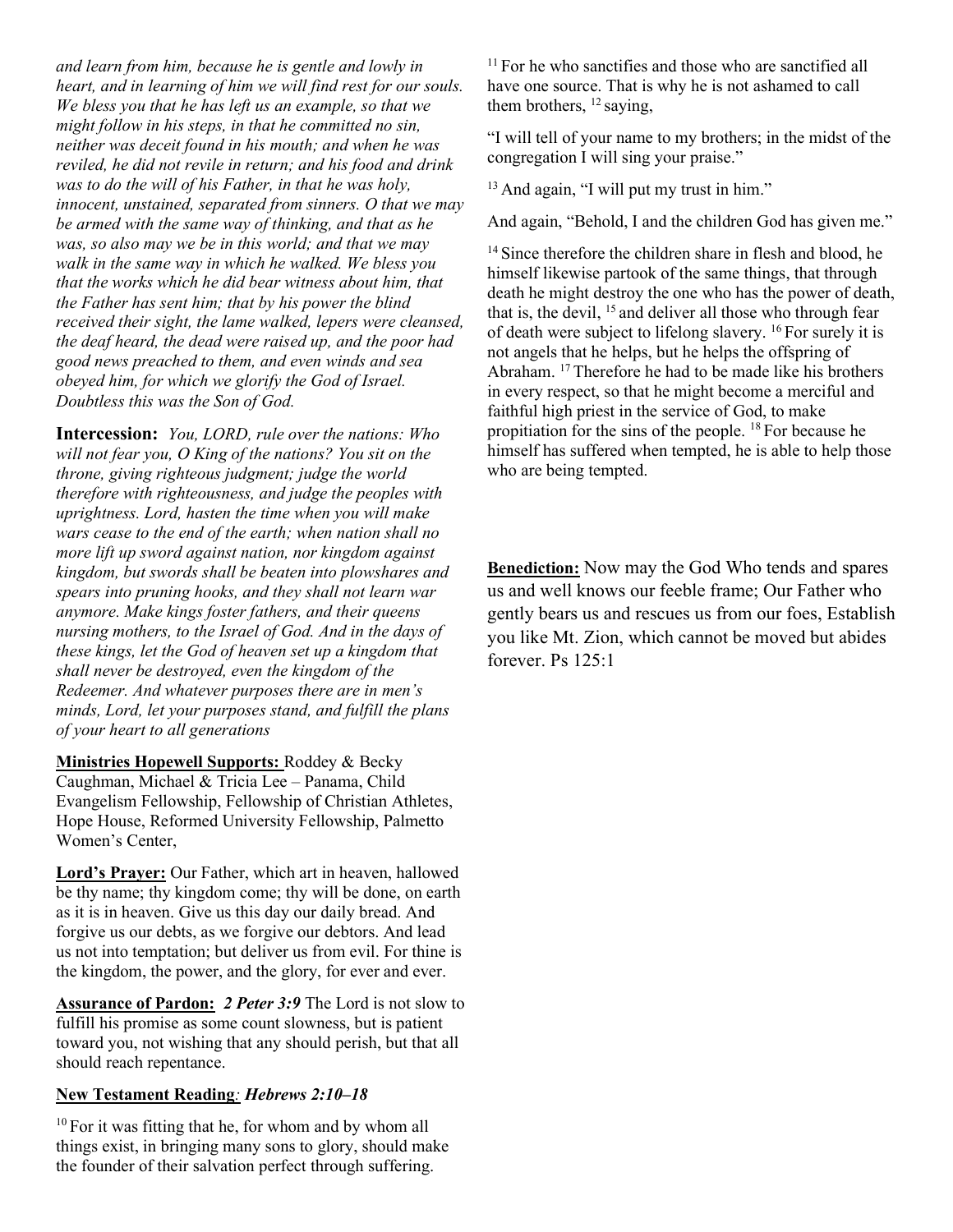*and learn from him, because he is gentle and lowly in heart, and in learning of him we will find rest for our souls. We bless you that he has left us an example, so that we might follow in his steps, in that he committed no sin, neither was deceit found in his mouth; and when he was reviled, he did not revile in return; and his food and drink was to do the will of his Father, in that he was holy, innocent, unstained, separated from sinners. O that we may be armed with the same way of thinking, and that as he was, so also may we be in this world; and that we may walk in the same way in which he walked. We bless you that the works which he did bear witness about him, that the Father has sent him; that by his power the blind received their sight, the lame walked, lepers were cleansed, the deaf heard, the dead were raised up, and the poor had good news preached to them, and even winds and sea obeyed him, for which we glorify the God of Israel. Doubtless this was the Son of God.*

**Intercession:** *You, LORD, rule over the nations: Who will not fear you, O King of the nations? You sit on the throne, giving righteous judgment; judge the world therefore with righteousness, and judge the peoples with uprightness. Lord, hasten the time when you will make wars cease to the end of the earth; when nation shall no more lift up sword against nation, nor kingdom against kingdom, but swords shall be beaten into plowshares and spears into pruning hooks, and they shall not learn war anymore. Make kings foster fathers, and their queens nursing mothers, to the Israel of God. And in the days of these kings, let the God of heaven set up a kingdom that shall never be destroyed, even the kingdom of the Redeemer. And whatever purposes there are in men's minds, Lord, let your purposes stand, and fulfill the plans of your heart to all generations*

**Ministries Hopewell Supports:** Roddey & Becky Caughman, Michael & Tricia Lee – Panama, Child Evangelism Fellowship, Fellowship of Christian Athletes, Hope House, Reformed University Fellowship, Palmetto Women's Center,

**Lord's Prayer:** Our Father, which art in heaven, hallowed be thy name; thy kingdom come; thy will be done, on earth as it is in heaven. Give us this day our daily bread. And forgive us our debts, as we forgive our debtors. And lead us not into temptation; but deliver us from evil. For thine is the kingdom, the power, and the glory, for ever and ever.

**Assurance of Pardon:** ***2 Peter 3:9*** The Lord is not slow to fulfill his promise as some count slowness, but is patient toward you, not wishing that any should perish, but that all should reach repentance.

**New Testament Reading***: Hebrews 2:10–18*

[10] For it was fitting that he, for whom and by whom all things exist, in bringing many sons to glory, should make the founder of their salvation perfect through suffering.

[11] For he who sanctifies and those who are sanctified all have one source. That is why he is not ashamed to call them brothers, [12] saying,

"I will tell of your name to my brothers; in the midst of the congregation I will sing your praise."

[13] And again, "I will put my trust in him."

And again, "Behold, I and the children God has given me."

[14] Since therefore the children share in flesh and blood, he himself likewise partook of the same things, that through death he might destroy the one who has the power of death, that is, the devil, [15] and deliver all those who through fear of death were subject to lifelong slavery. [16] For surely it is not angels that he helps, but he helps the offspring of Abraham. [17] Therefore he had to be made like his brothers in every respect, so that he might become a merciful and faithful high priest in the service of God, to make propitiation for the sins of the people. [18] For because he himself has suffered when tempted, he is able to help those who are being tempted.

**Benediction:** Now may the God Who tends and spares us and well knows our feeble frame; Our Father who gently bears us and rescues us from our foes, Establish you like Mt. Zion, which cannot be moved but abides forever. Ps 125:1